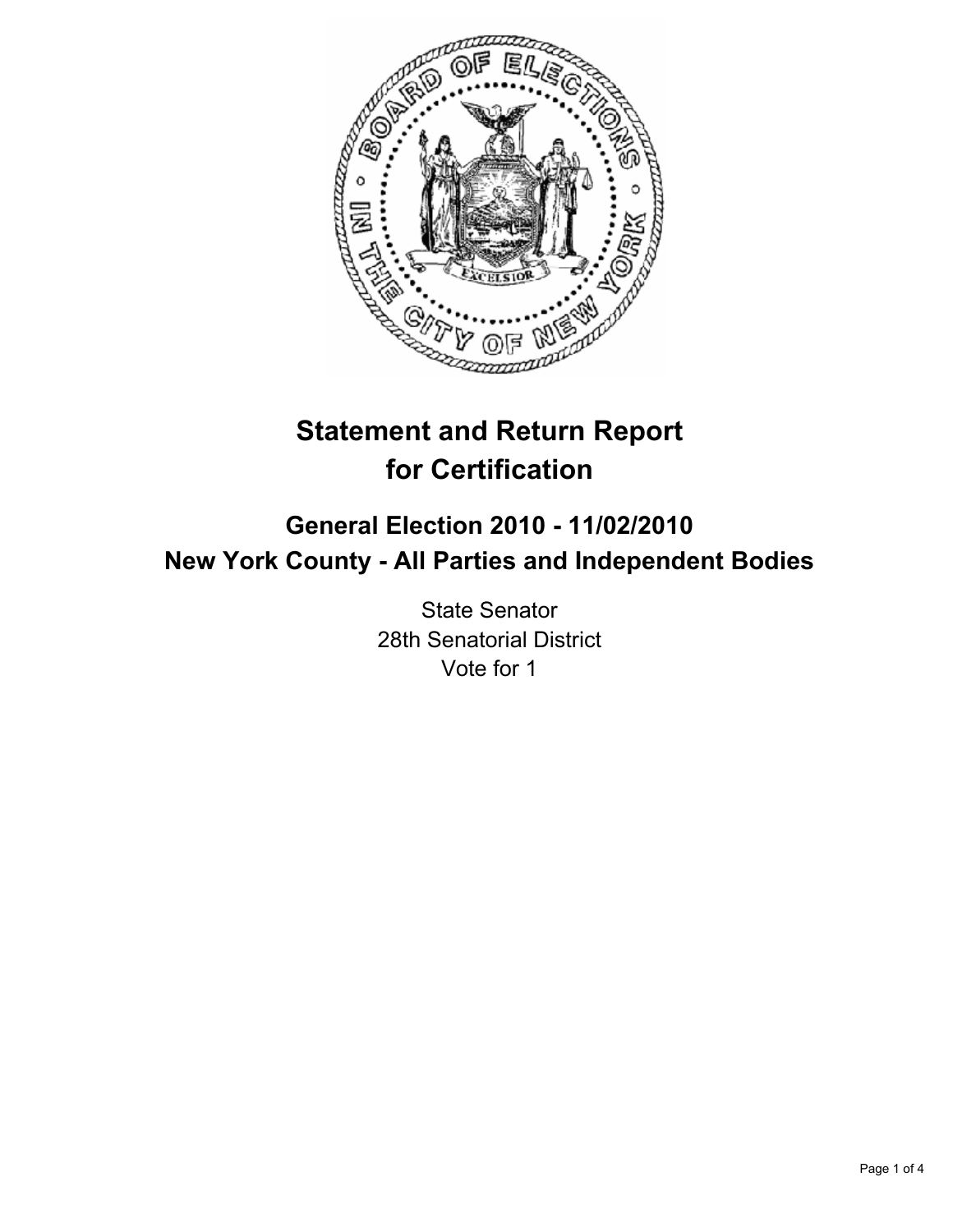# Statement and Return Report for Certification

## General Election 2010 - 11/02/2010
## New York County - All Parties and Independent Bodies

State Senator
28th Senatorial District
Vote for 1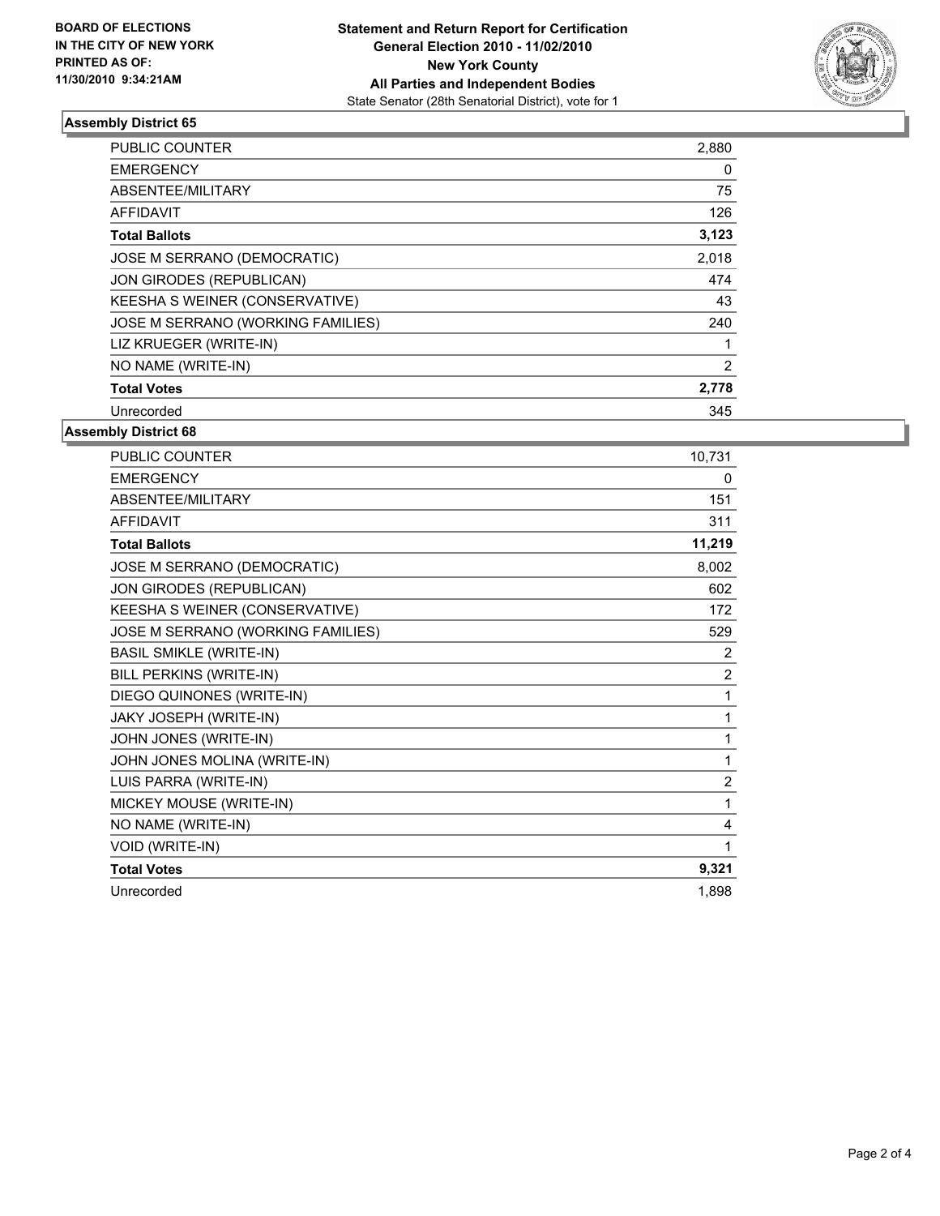BOARD OF ELECTIONS
IN THE CITY OF NEW YORK
PRINTED AS OF:
11/30/2010 9:34:21AM

**Statement and Return Report for Certification**
**General Election 2010 - 11/02/2010**
**New York County**
**All Parties and Independent Bodies**
State Senator (28th Senatorial District), vote for 1

### Assembly District 65

| | |
|---|---|
| PUBLIC COUNTER | 2,880 |
| EMERGENCY | 0 |
| ABSENTEE/MILITARY | 75 |
| AFFIDAVIT | 126 |
| **Total Ballots** | **3,123** |
| JOSE M SERRANO (DEMOCRATIC) | 2,018 |
| JON GIRODES (REPUBLICAN) | 474 |
| KEESHA S WEINER (CONSERVATIVE) | 43 |
| JOSE M SERRANO (WORKING FAMILIES) | 240 |
| LIZ KRUEGER (WRITE-IN) | 1 |
| NO NAME (WRITE-IN) | 2 |
| **Total Votes** | **2,778** |
| Unrecorded | 345 |

### Assembly District 68

| | |
|---|---|
| PUBLIC COUNTER | 10,731 |
| EMERGENCY | 0 |
| ABSENTEE/MILITARY | 151 |
| AFFIDAVIT | 311 |
| **Total Ballots** | **11,219** |
| JOSE M SERRANO (DEMOCRATIC) | 8,002 |
| JON GIRODES (REPUBLICAN) | 602 |
| KEESHA S WEINER (CONSERVATIVE) | 172 |
| JOSE M SERRANO (WORKING FAMILIES) | 529 |
| BASIL SMIKLE (WRITE-IN) | 2 |
| BILL PERKINS (WRITE-IN) | 2 |
| DIEGO QUINONES (WRITE-IN) | 1 |
| JAKY JOSEPH (WRITE-IN) | 1 |
| JOHN JONES (WRITE-IN) | 1 |
| JOHN JONES MOLINA (WRITE-IN) | 1 |
| LUIS PARRA (WRITE-IN) | 2 |
| MICKEY MOUSE (WRITE-IN) | 1 |
| NO NAME (WRITE-IN) | 4 |
| VOID (WRITE-IN) | 1 |
| **Total Votes** | **9,321** |
| Unrecorded | 1,898 |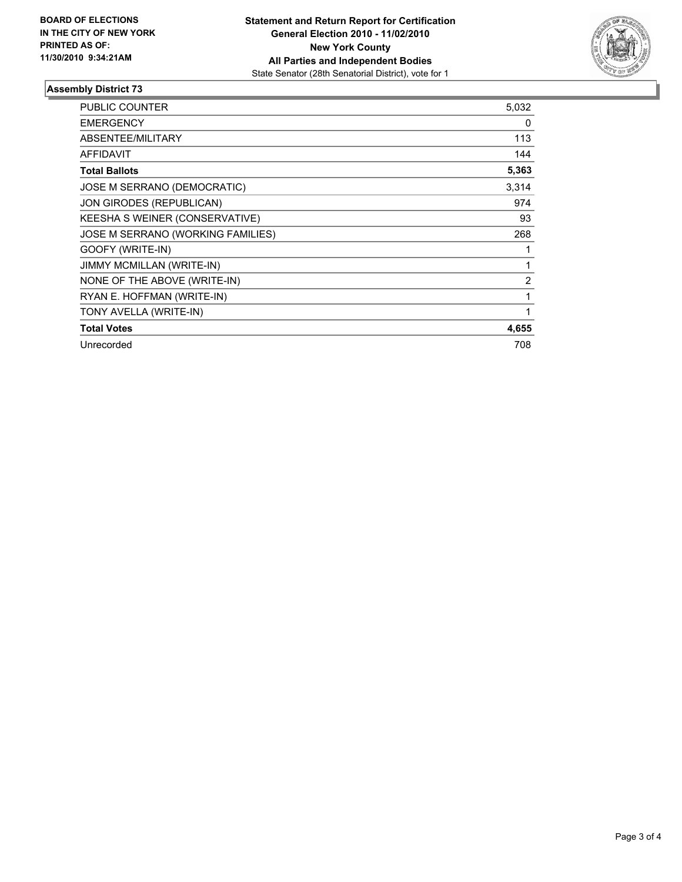**BOARD OF ELECTIONS IN THE CITY OF NEW YORK PRINTED AS OF: 11/30/2010 9:34:21AM**

**Statement and Return Report for Certification**
**General Election 2010 - 11/02/2010**
**New York County**
**All Parties and Independent Bodies**
State Senator (28th Senatorial District), vote for 1

## Assembly District 73

| | |
|---|---|
| PUBLIC COUNTER | 5,032 |
| EMERGENCY | 0 |
| ABSENTEE/MILITARY | 113 |
| AFFIDAVIT | 144 |
| **Total Ballots** | **5,363** |
| JOSE M SERRANO (DEMOCRATIC) | 3,314 |
| JON GIRODES (REPUBLICAN) | 974 |
| KEESHA S WEINER (CONSERVATIVE) | 93 |
| JOSE M SERRANO (WORKING FAMILIES) | 268 |
| GOOFY (WRITE-IN) | 1 |
| JIMMY MCMILLAN (WRITE-IN) | 1 |
| NONE OF THE ABOVE (WRITE-IN) | 2 |
| RYAN E. HOFFMAN (WRITE-IN) | 1 |
| TONY AVELLA (WRITE-IN) | 1 |
| **Total Votes** | **4,655** |
| Unrecorded | 708 |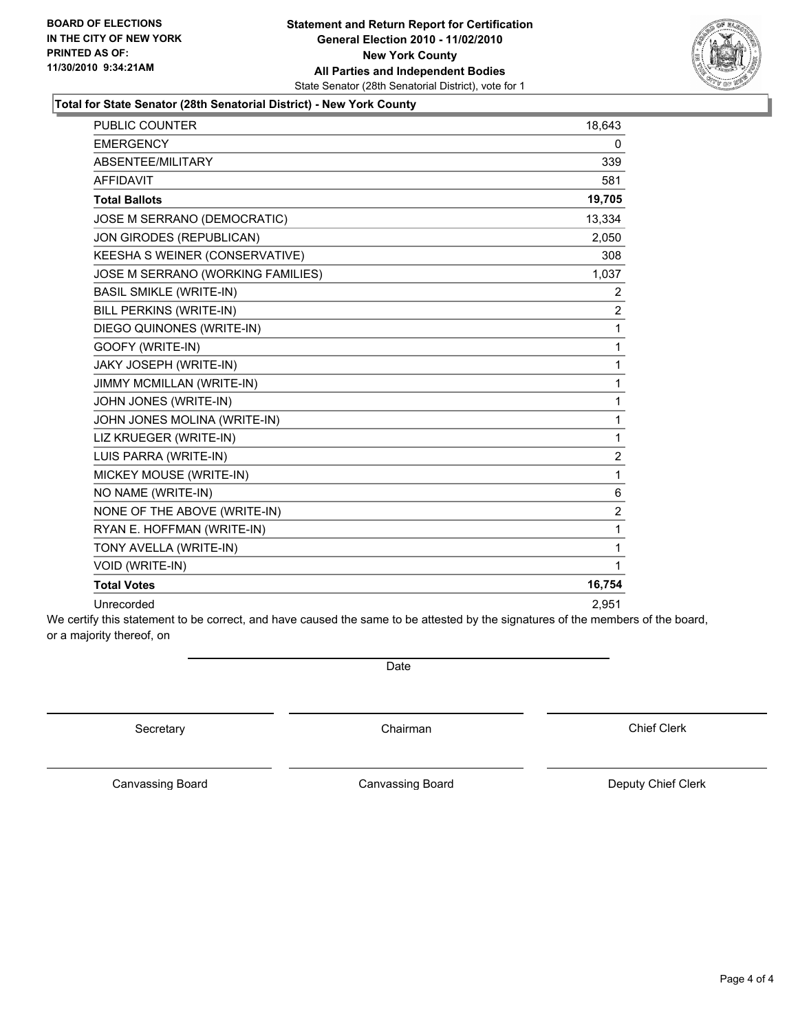**BOARD OF ELECTIONS IN THE CITY OF NEW YORK PRINTED AS OF: 11/30/2010 9:34:21AM**

**Statement and Return Report for Certification General Election 2010 - 11/02/2010 New York County All Parties and Independent Bodies**

State Senator (28th Senatorial District), vote for 1

**Total for State Senator (28th Senatorial District) - New York County**

| | |
|---|---|
| PUBLIC COUNTER | 18,643 |
| EMERGENCY | 0 |
| ABSENTEE/MILITARY | 339 |
| AFFIDAVIT | 581 |
| **Total Ballots** | **19,705** |
| JOSE M SERRANO (DEMOCRATIC) | 13,334 |
| JON GIRODES (REPUBLICAN) | 2,050 |
| KEESHA S WEINER (CONSERVATIVE) | 308 |
| JOSE M SERRANO (WORKING FAMILIES) | 1,037 |
| BASIL SMIKLE (WRITE-IN) | 2 |
| BILL PERKINS (WRITE-IN) | 2 |
| DIEGO QUINONES (WRITE-IN) | 1 |
| GOOFY (WRITE-IN) | 1 |
| JAKY JOSEPH (WRITE-IN) | 1 |
| JIMMY MCMILLAN (WRITE-IN) | 1 |
| JOHN JONES (WRITE-IN) | 1 |
| JOHN JONES MOLINA (WRITE-IN) | 1 |
| LIZ KRUEGER (WRITE-IN) | 1 |
| LUIS PARRA (WRITE-IN) | 2 |
| MICKEY MOUSE (WRITE-IN) | 1 |
| NO NAME (WRITE-IN) | 6 |
| NONE OF THE ABOVE (WRITE-IN) | 2 |
| RYAN E. HOFFMAN (WRITE-IN) | 1 |
| TONY AVELLA (WRITE-IN) | 1 |
| VOID (WRITE-IN) | 1 |
| **Total Votes** | **16,754** |
| Unrecorded | 2,951 |

We certify this statement to be correct, and have caused the same to be attested by the signatures of the members of the board, or a majority thereof, on

Date

Secretary | Chairman | Chief Clerk

Canvassing Board | Canvassing Board | Deputy Chief Clerk